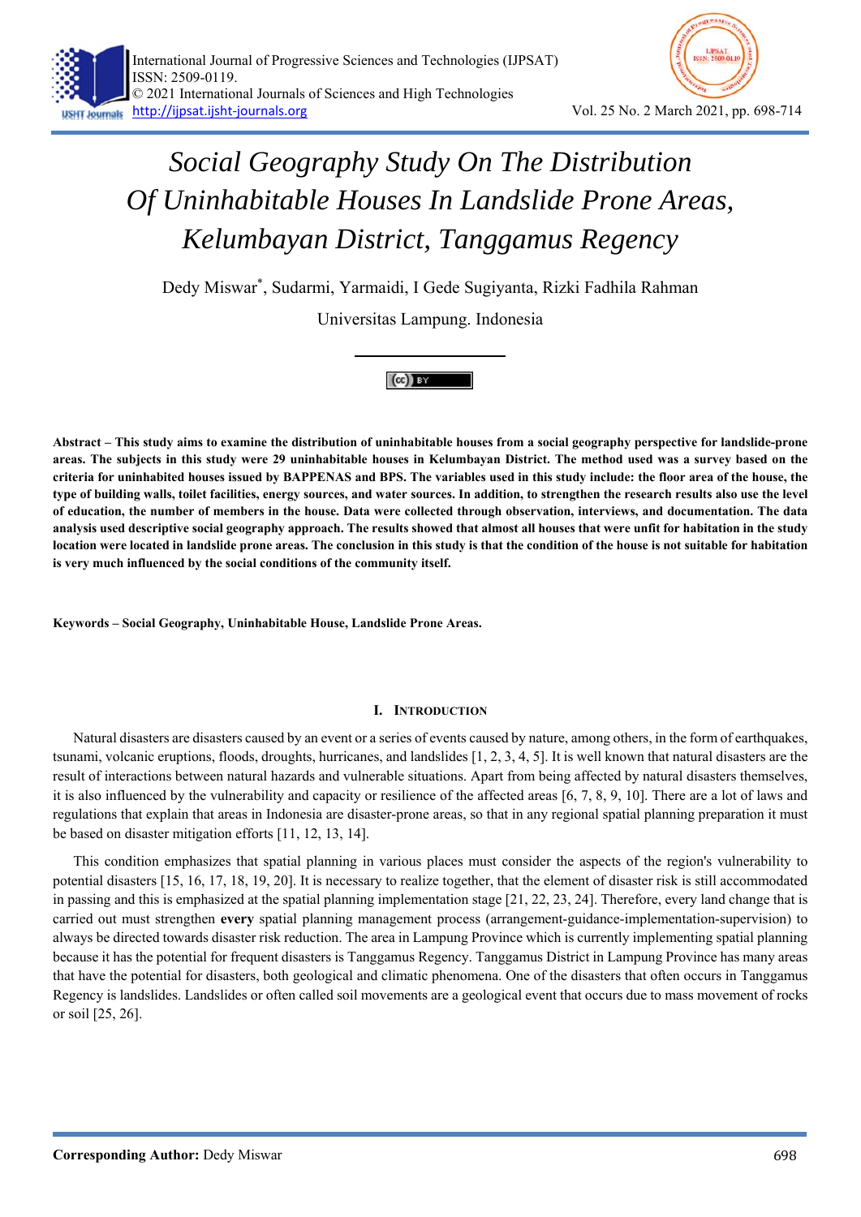# Social Geography Study On The Distribution Of Uninhabitable Houses In Landslide Prone Areas, Kelumbayan District, Tanggamus Regency

Dedy Miswar*, Sudarmi, Yarmaidi, I Gede Sugiyanta, Rizki Fadhila Rahman

Universitas Lampung. Indonesia

**Abstract – This study aims to examine the distribution of uninhabitable houses from a social geography perspective for landslide-prone areas. The subjects in this study were 29 uninhabitable houses in Kelumbayan District. The method used was a survey based on the criteria for uninhabited houses issued by BAPPENAS and BPS. The variables used in this study include: the floor area of the house, the type of building walls, toilet facilities, energy sources, and water sources. In addition, to strengthen the research results also use the level of education, the number of members in the house. Data were collected through observation, interviews, and documentation. The data analysis used descriptive social geography approach. The results showed that almost all houses that were unfit for habitation in the study location were located in landslide prone areas. The conclusion in this study is that the condition of the house is not suitable for habitation is very much influenced by the social conditions of the community itself.**

**Keywords – Social Geography, Uninhabitable House, Landslide Prone Areas.**

## I. Introduction

Natural disasters are disasters caused by an event or a series of events caused by nature, among others, in the form of earthquakes, tsunami, volcanic eruptions, floods, droughts, hurricanes, and landslides [1, 2, 3, 4, 5]. It is well known that natural disasters are the result of interactions between natural hazards and vulnerable situations. Apart from being affected by natural disasters themselves, it is also influenced by the vulnerability and capacity or resilience of the affected areas [6, 7, 8, 9, 10]. There are a lot of laws and regulations that explain that areas in Indonesia are disaster-prone areas, so that in any regional spatial planning preparation it must be based on disaster mitigation efforts [11, 12, 13, 14].

This condition emphasizes that spatial planning in various places must consider the aspects of the region's vulnerability to potential disasters [15, 16, 17, 18, 19, 20]. It is necessary to realize together, that the element of disaster risk is still accommodated in passing and this is emphasized at the spatial planning implementation stage [21, 22, 23, 24]. Therefore, every land change that is carried out must strengthen **every** spatial planning management process (arrangement-guidance-implementation-supervision) to always be directed towards disaster risk reduction. The area in Lampung Province which is currently implementing spatial planning because it has the potential for frequent disasters is Tanggamus Regency. Tanggamus District in Lampung Province has many areas that have the potential for disasters, both geological and climatic phenomena. One of the disasters that often occurs in Tanggamus Regency is landslides. Landslides or often called soil movements are a geological event that occurs due to mass movement of rocks or soil [25, 26].

**Corresponding Author:** Dedy Miswar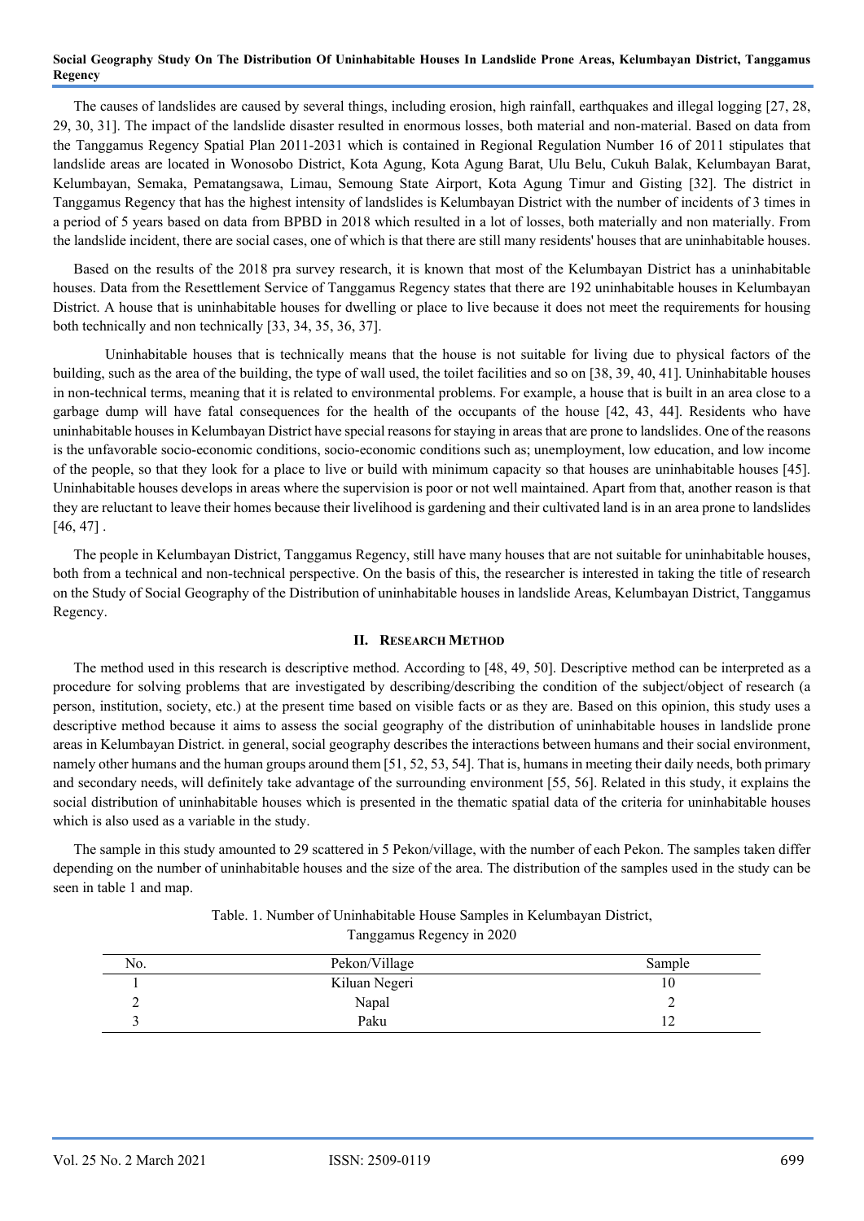The causes of landslides are caused by several things, including erosion, high rainfall, earthquakes and illegal logging [27, 28, 29, 30, 31]. The impact of the landslide disaster resulted in enormous losses, both material and non-material. Based on data from the Tanggamus Regency Spatial Plan 2011-2031 which is contained in Regional Regulation Number 16 of 2011 stipulates that landslide areas are located in Wonosobo District, Kota Agung, Kota Agung Barat, Ulu Belu, Cukuh Balak, Kelumbayan Barat, Kelumbayan, Semaka, Pematangsawa, Limau, Semoung State Airport, Kota Agung Timur and Gisting [32]. The district in Tanggamus Regency that has the highest intensity of landslides is Kelumbayan District with the number of incidents of 3 times in a period of 5 years based on data from BPBD in 2018 which resulted in a lot of losses, both materially and non materially. From the landslide incident, there are social cases, one of which is that there are still many residents' houses that are uninhabitable houses.

Based on the results of the 2018 pra survey research, it is known that most of the Kelumbayan District has a uninhabitable houses. Data from the Resettlement Service of Tanggamus Regency states that there are 192 uninhabitable houses in Kelumbayan District. A house that is uninhabitable houses for dwelling or place to live because it does not meet the requirements for housing both technically and non technically [33, 34, 35, 36, 37].

Uninhabitable houses that is technically means that the house is not suitable for living due to physical factors of the building, such as the area of the building, the type of wall used, the toilet facilities and so on [38, 39, 40, 41]. Uninhabitable houses in non-technical terms, meaning that it is related to environmental problems. For example, a house that is built in an area close to a garbage dump will have fatal consequences for the health of the occupants of the house [42, 43, 44]. Residents who have uninhabitable houses in Kelumbayan District have special reasons for staying in areas that are prone to landslides. One of the reasons is the unfavorable socio-economic conditions, socio-economic conditions such as; unemployment, low education, and low income of the people, so that they look for a place to live or build with minimum capacity so that houses are uninhabitable houses [45]. Uninhabitable houses develops in areas where the supervision is poor or not well maintained. Apart from that, another reason is that they are reluctant to leave their homes because their livelihood is gardening and their cultivated land is in an area prone to landslides [46, 47] .

The people in Kelumbayan District, Tanggamus Regency, still have many houses that are not suitable for uninhabitable houses, both from a technical and non-technical perspective. On the basis of this, the researcher is interested in taking the title of research on the Study of Social Geography of the Distribution of uninhabitable houses in landslide Areas, Kelumbayan District, Tanggamus Regency.

## II. Research Method

The method used in this research is descriptive method. According to [48, 49, 50]. Descriptive method can be interpreted as a procedure for solving problems that are investigated by describing/describing the condition of the subject/object of research (a person, institution, society, etc.) at the present time based on visible facts or as they are. Based on this opinion, this study uses a descriptive method because it aims to assess the social geography of the distribution of uninhabitable houses in landslide prone areas in Kelumbayan District. in general, social geography describes the interactions between humans and their social environment, namely other humans and the human groups around them [51, 52, 53, 54]. That is, humans in meeting their daily needs, both primary and secondary needs, will definitely take advantage of the surrounding environment [55, 56]. Related in this study, it explains the social distribution of uninhabitable houses which is presented in the thematic spatial data of the criteria for uninhabitable houses which is also used as a variable in the study.

The sample in this study amounted to 29 scattered in 5 Pekon/village, with the number of each Pekon. The samples taken differ depending on the number of uninhabitable houses and the size of the area. The distribution of the samples used in the study can be seen in table 1 and map.

Table. 1. Number of Uninhabitable House Samples in Kelumbayan District, Tanggamus Regency in 2020

| No. | Pekon/Village | Sample |
|---|---|---|
| 1 | Kiluan Negeri | 10 |
| 2 | Napal | 2 |
| 3 | Paku | 12 |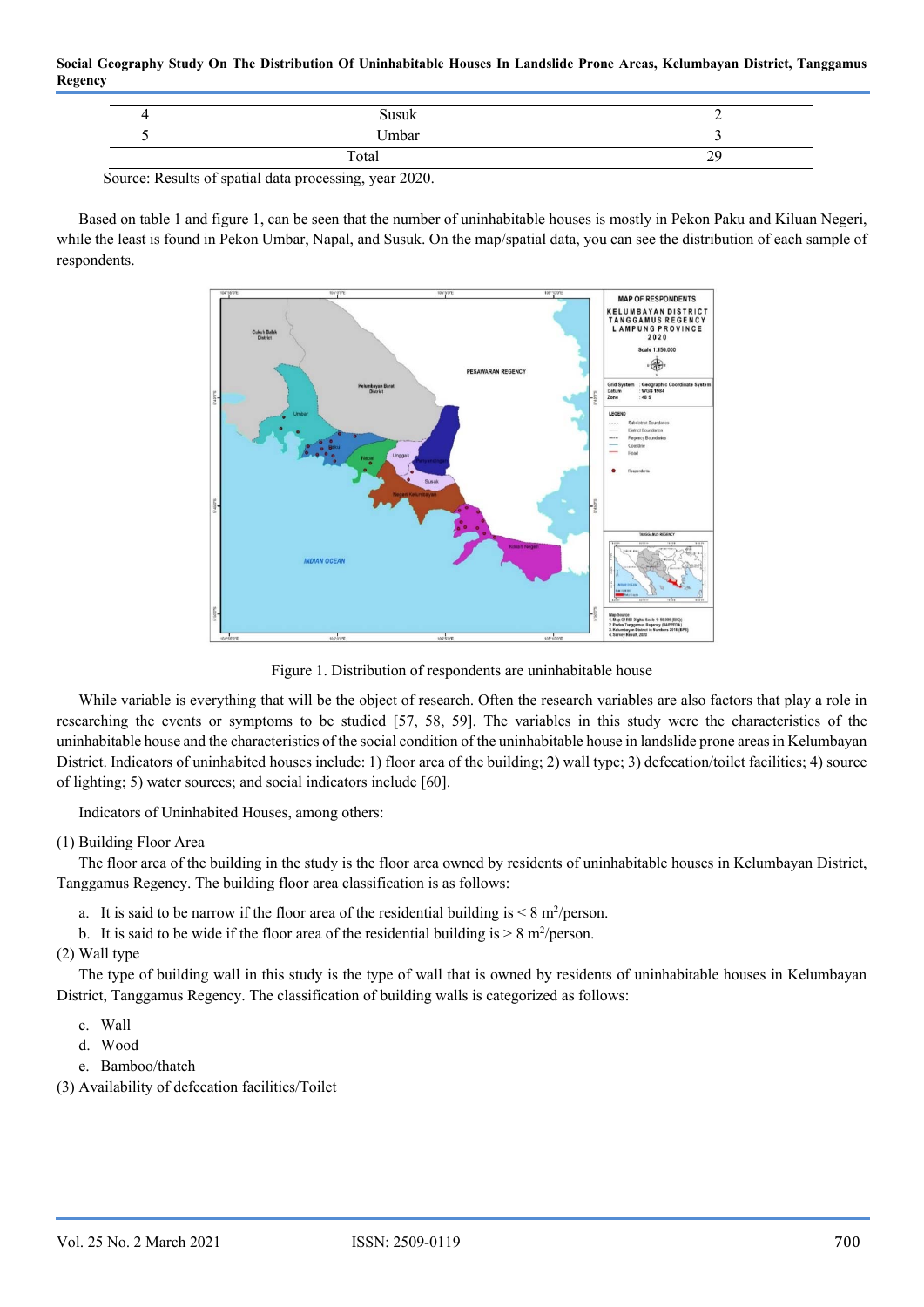| 4 | Susuk | 2 |
|---|---|---|
| 5 | Umbar | 3 |
| | Total | 29 |

Source: Results of spatial data processing, year 2020.

Based on table 1 and figure 1, can be seen that the number of uninhabitable houses is mostly in Pekon Paku and Kiluan Negeri, while the least is found in Pekon Umbar, Napal, and Susuk. On the map/spatial data, you can see the distribution of each sample of respondents.

Figure 1. Distribution of respondents are uninhabitable house

While variable is everything that will be the object of research. Often the research variables are also factors that play a role in researching the events or symptoms to be studied [57, 58, 59]. The variables in this study were the characteristics of the uninhabitable house and the characteristics of the social condition of the uninhabitable house in landslide prone areas in Kelumbayan District. Indicators of uninhabited houses include: 1) floor area of the building; 2) wall type; 3) defecation/toilet facilities; 4) source of lighting; 5) water sources; and social indicators include [60].

Indicators of Uninhabited Houses, among others:

(1) Building Floor Area

The floor area of the building in the study is the floor area owned by residents of uninhabitable houses in Kelumbayan District, Tanggamus Regency. The building floor area classification is as follows:

a. It is said to be narrow if the floor area of the residential building is < 8 $m^2$/person.
b. It is said to be wide if the floor area of the residential building is > 8 $m^2$/person.

(2) Wall type

The type of building wall in this study is the type of wall that is owned by residents of uninhabitable houses in Kelumbayan District, Tanggamus Regency. The classification of building walls is categorized as follows:

c. Wall
d. Wood
e. Bamboo/thatch

(3) Availability of defecation facilities/Toilet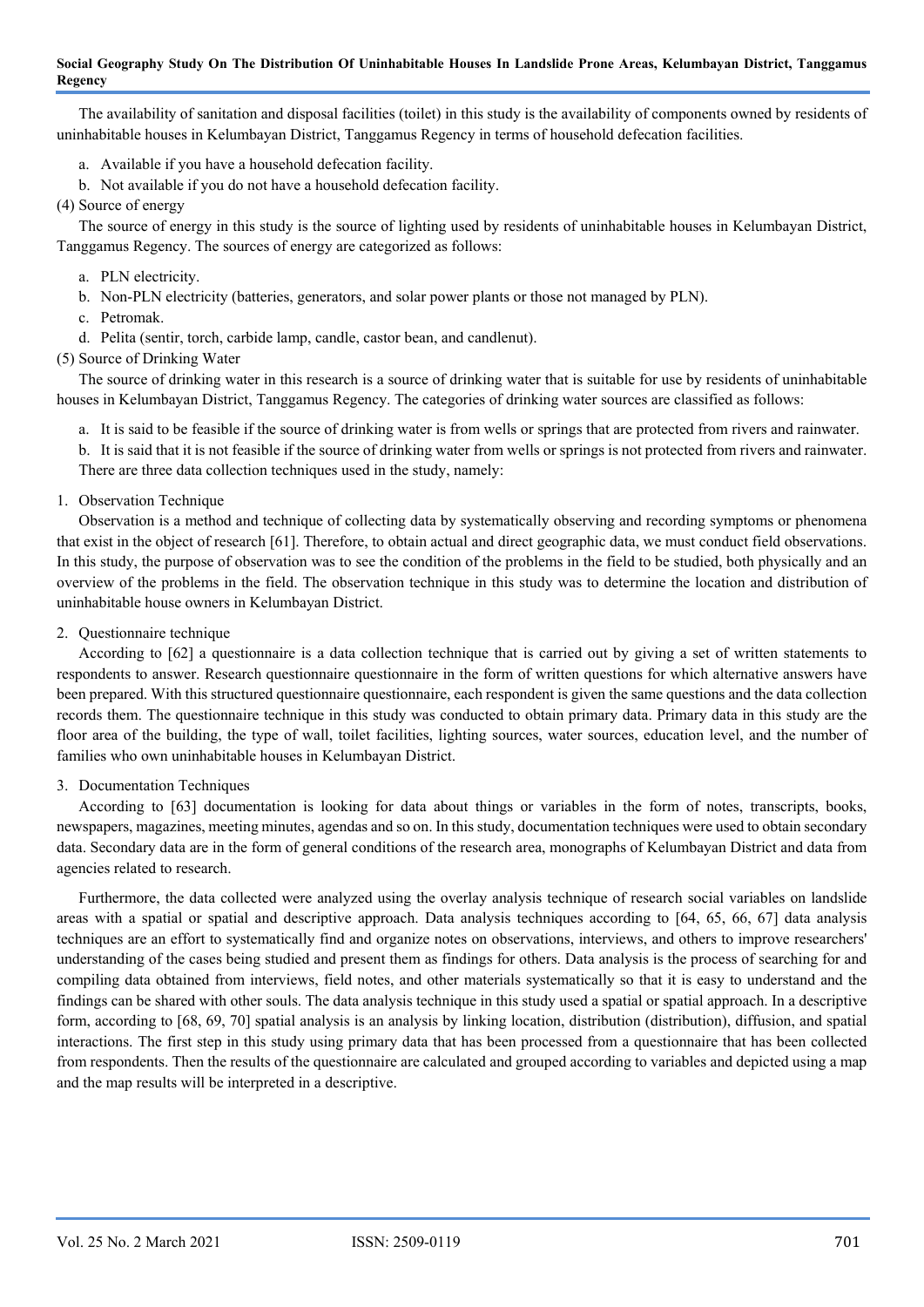The availability of sanitation and disposal facilities (toilet) in this study is the availability of components owned by residents of uninhabitable houses in Kelumbayan District, Tanggamus Regency in terms of household defecation facilities.

a. Available if you have a household defecation facility.
b. Not available if you do not have a household defecation facility.

(4) Source of energy

The source of energy in this study is the source of lighting used by residents of uninhabitable houses in Kelumbayan District, Tanggamus Regency. The sources of energy are categorized as follows:

a. PLN electricity.
b. Non-PLN electricity (batteries, generators, and solar power plants or those not managed by PLN).
c. Petromak.
d. Pelita (sentir, torch, carbide lamp, candle, castor bean, and candlenut).

(5) Source of Drinking Water

The source of drinking water in this research is a source of drinking water that is suitable for use by residents of uninhabitable houses in Kelumbayan District, Tanggamus Regency. The categories of drinking water sources are classified as follows:

a. It is said to be feasible if the source of drinking water is from wells or springs that are protected from rivers and rainwater.
b. It is said that it is not feasible if the source of drinking water from wells or springs is not protected from rivers and rainwater.

There are three data collection techniques used in the study, namely:

1. Observation Technique

Observation is a method and technique of collecting data by systematically observing and recording symptoms or phenomena that exist in the object of research [61]. Therefore, to obtain actual and direct geographic data, we must conduct field observations. In this study, the purpose of observation was to see the condition of the problems in the field to be studied, both physically and an overview of the problems in the field. The observation technique in this study was to determine the location and distribution of uninhabitable house owners in Kelumbayan District.

2. Questionnaire technique

According to [62] a questionnaire is a data collection technique that is carried out by giving a set of written statements to respondents to answer. Research questionnaire questionnaire in the form of written questions for which alternative answers have been prepared. With this structured questionnaire questionnaire, each respondent is given the same questions and the data collection records them. The questionnaire technique in this study was conducted to obtain primary data. Primary data in this study are the floor area of the building, the type of wall, toilet facilities, lighting sources, water sources, education level, and the number of families who own uninhabitable houses in Kelumbayan District.

3. Documentation Techniques

According to [63] documentation is looking for data about things or variables in the form of notes, transcripts, books, newspapers, magazines, meeting minutes, agendas and so on. In this study, documentation techniques were used to obtain secondary data. Secondary data are in the form of general conditions of the research area, monographs of Kelumbayan District and data from agencies related to research.

Furthermore, the data collected were analyzed using the overlay analysis technique of research social variables on landslide areas with a spatial or spatial and descriptive approach. Data analysis techniques according to [64, 65, 66, 67] data analysis techniques are an effort to systematically find and organize notes on observations, interviews, and others to improve researchers' understanding of the cases being studied and present them as findings for others. Data analysis is the process of searching for and compiling data obtained from interviews, field notes, and other materials systematically so that it is easy to understand and the findings can be shared with other souls. The data analysis technique in this study used a spatial or spatial approach. In a descriptive form, according to [68, 69, 70] spatial analysis is an analysis by linking location, distribution (distribution), diffusion, and spatial interactions. The first step in this study using primary data that has been processed from a questionnaire that has been collected from respondents. Then the results of the questionnaire are calculated and grouped according to variables and depicted using a map and the map results will be interpreted in a descriptive.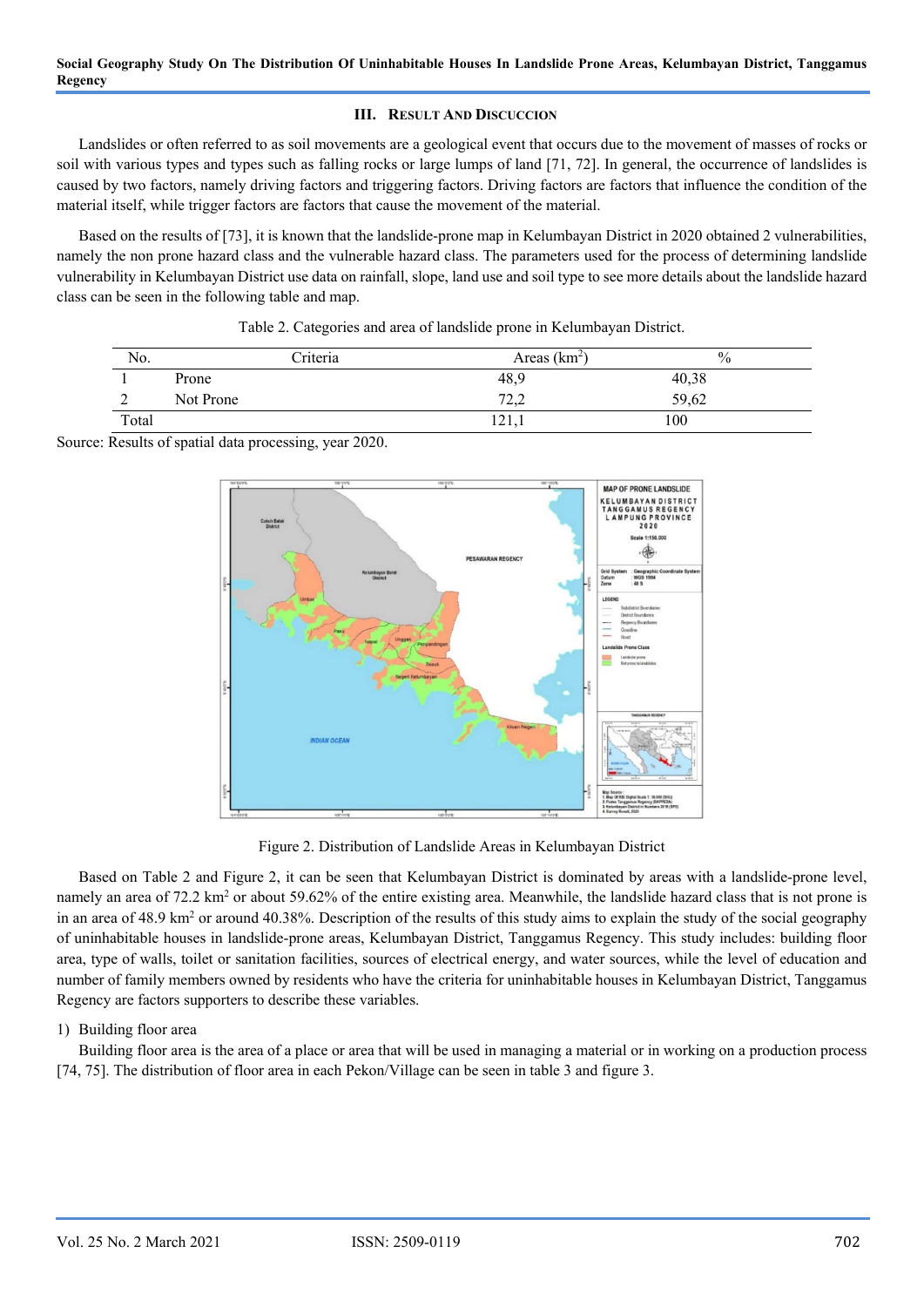### III. RESULT AND DISCUCCION

Landslides or often referred to as soil movements are a geological event that occurs due to the movement of masses of rocks or soil with various types and types such as falling rocks or large lumps of land [71, 72]. In general, the occurrence of landslides is caused by two factors, namely driving factors and triggering factors. Driving factors are factors that influence the condition of the material itself, while trigger factors are factors that cause the movement of the material.

Based on the results of [73], it is known that the landslide-prone map in Kelumbayan District in 2020 obtained 2 vulnerabilities, namely the non prone hazard class and the vulnerable hazard class. The parameters used for the process of determining landslide vulnerability in Kelumbayan District use data on rainfall, slope, land use and soil type to see more details about the landslide hazard class can be seen in the following table and map.

Table 2. Categories and area of landslide prone in Kelumbayan District.

| No. | Criteria | Areas (km$^2$) | % |
|---|---|---|---|
| 1 | Prone | 48,9 | 40,38 |
| 2 | Not Prone | 72,2 | 59,62 |
| Total | | 121,1 | 100 |

Source: Results of spatial data processing, year 2020.

Figure 2. Distribution of Landslide Areas in Kelumbayan District

Based on Table 2 and Figure 2, it can be seen that Kelumbayan District is dominated by areas with a landslide-prone level, namely an area of 72.2 km$^2$ or about 59.62% of the entire existing area. Meanwhile, the landslide hazard class that is not prone is in an area of 48.9 km$^2$ or around 40.38%. Description of the results of this study aims to explain the study of the social geography of uninhabitable houses in landslide-prone areas, Kelumbayan District, Tanggamus Regency. This study includes: building floor area, type of walls, toilet or sanitation facilities, sources of electrical energy, and water sources, while the level of education and number of family members owned by residents who have the criteria for uninhabitable houses in Kelumbayan District, Tanggamus Regency are factors supporters to describe these variables.

1) Building floor area

Building floor area is the area of a place or area that will be used in managing a material or in working on a production process [74, 75]. The distribution of floor area in each Pekon/Village can be seen in table 3 and figure 3.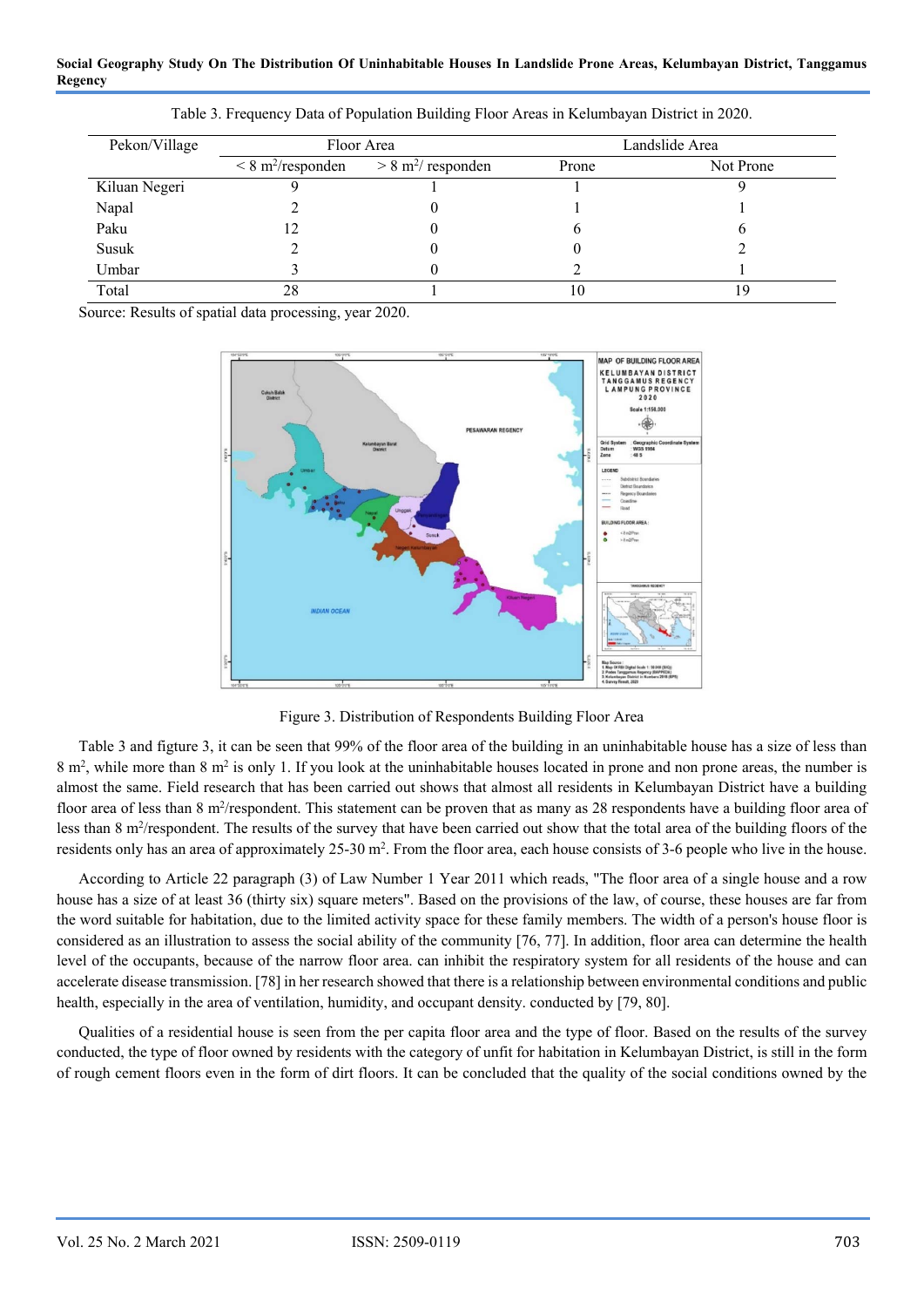Table 3. Frequency Data of Population Building Floor Areas in Kelumbayan District in 2020.

| Pekon/Village | Floor Area | | Landslide Area | |
|---|---|---|---|---|
| | < 8 $m^2$/responden | > 8 $m^2$/ responden | Prone | Not Prone |
| Kiluan Negeri | 9 | 1 | 1 | 9 |
| Napal | 2 | 0 | 1 | 1 |
| Paku | 12 | 0 | 6 | 6 |
| Susuk | 2 | 0 | 0 | 2 |
| Umbar | 3 | 0 | 2 | 1 |
| Total | 28 | 1 | 10 | 19 |

Source: Results of spatial data processing, year 2020.

Figure 3. Distribution of Respondents Building Floor Area

Table 3 and figure 3, it can be seen that 99% of the floor area of the building in an uninhabitable house has a size of less than 8 $m^2$, while more than 8 $m^2$ is only 1. If you look at the uninhabitable houses located in prone and non prone areas, the number is almost the same. Field research that has been carried out shows that almost all residents in Kelumbayan District have a building floor area of less than 8 $m^2$/respondent. This statement can be proven that as many as 28 respondents have a building floor area of less than 8 $m^2$/respondent. The results of the survey that have been carried out show that the total area of the building floors of the residents only has an area of approximately 25-30 $m^2$. From the floor area, each house consists of 3-6 people who live in the house.

According to Article 22 paragraph (3) of Law Number 1 Year 2011 which reads, "The floor area of a single house and a row house has a size of at least 36 (thirty six) square meters". Based on the provisions of the law, of course, these houses are far from the word suitable for habitation, due to the limited activity space for these family members. The width of a person's house floor is considered as an illustration to assess the social ability of the community [76, 77]. In addition, floor area can determine the health level of the occupants, because of the narrow floor area. can inhibit the respiratory system for all residents of the house and can accelerate disease transmission. [78] in her research showed that there is a relationship between environmental conditions and public health, especially in the area of ventilation, humidity, and occupant density. conducted by [79, 80].

Qualities of a residential house is seen from the per capita floor area and the type of floor. Based on the results of the survey conducted, the type of floor owned by residents with the category of unfit for habitation in Kelumbayan District, is still in the form of rough cement floors even in the form of dirt floors. It can be concluded that the quality of the social conditions owned by the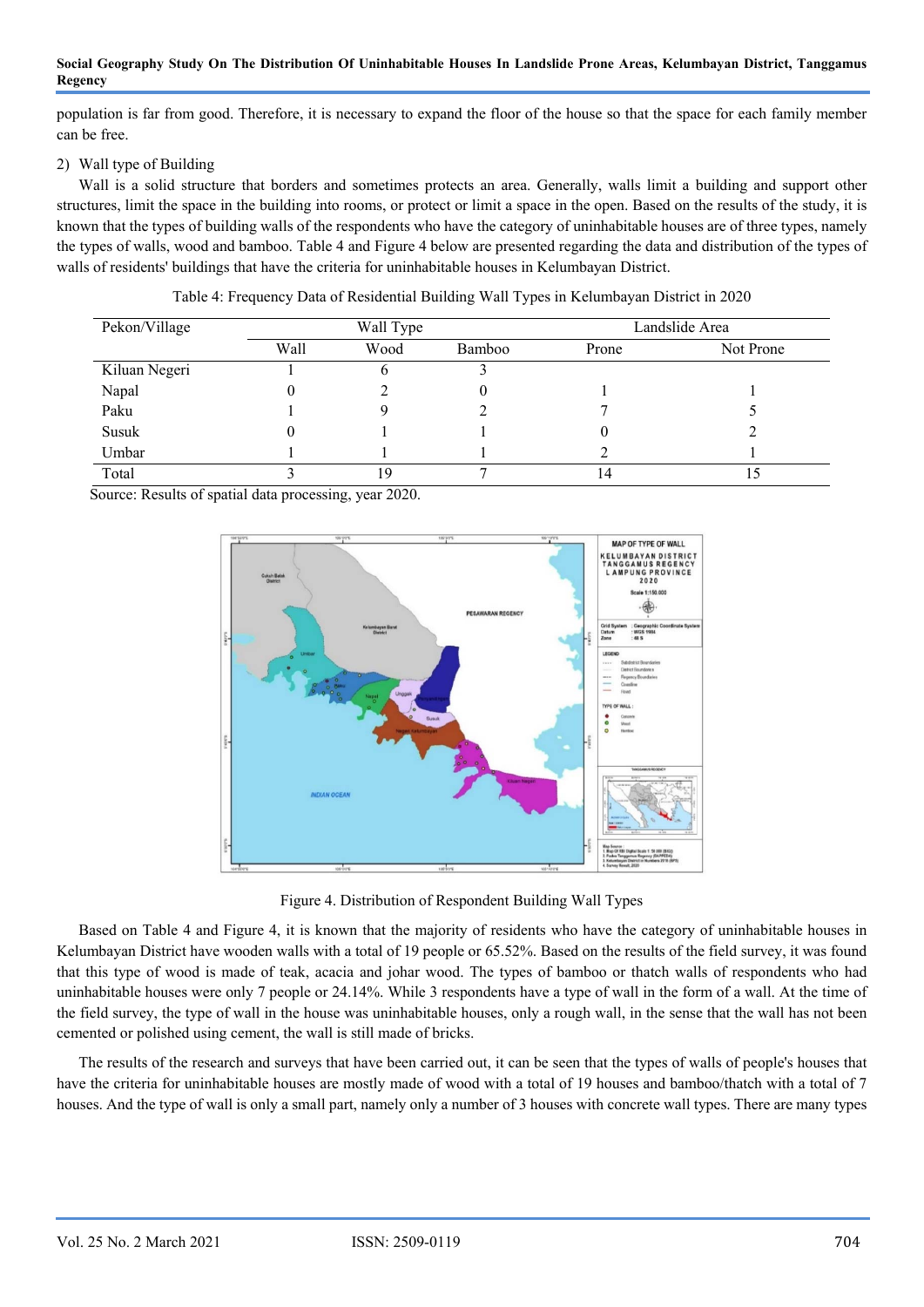population is far from good. Therefore, it is necessary to expand the floor of the house so that the space for each family member can be free.

2) Wall type of Building

Wall is a solid structure that borders and sometimes protects an area. Generally, walls limit a building and support other structures, limit the space in the building into rooms, or protect or limit a space in the open. Based on the results of the study, it is known that the types of building walls of the respondents who have the category of uninhabitable houses are of three types, namely the types of walls, wood and bamboo. Table 4 and Figure 4 below are presented regarding the data and distribution of the types of walls of residents' buildings that have the criteria for uninhabitable houses in Kelumbayan District.

Table 4: Frequency Data of Residential Building Wall Types in Kelumbayan District in 2020

| Pekon/Village | Wall Type | | | Landslide Area | |
|---|---|---|---|---|---|
| | Wall | Wood | Bamboo | Prone | Not Prone |
| Kiluan Negeri | 1 | 6 | 3 | | |
| Napal | 0 | 2 | 0 | 1 | 1 |
| Paku | 1 | 9 | 2 | 7 | 5 |
| Susuk | 0 | 1 | 1 | 0 | 2 |
| Umbar | 1 | 1 | 1 | 2 | 1 |
| Total | 3 | 19 | 7 | 14 | 15 |

Source: Results of spatial data processing, year 2020.

Figure 4. Distribution of Respondent Building Wall Types

Based on Table 4 and Figure 4, it is known that the majority of residents who have the category of uninhabitable houses in Kelumbayan District have wooden walls with a total of 19 people or 65.52%. Based on the results of the field survey, it was found that this type of wood is made of teak, acacia and johar wood. The types of bamboo or thatch walls of respondents who had uninhabitable houses were only 7 people or 24.14%. While 3 respondents have a type of wall in the form of a wall. At the time of the field survey, the type of wall in the house was uninhabitable houses, only a rough wall, in the sense that the wall has not been cemented or polished using cement, the wall is still made of bricks.

The results of the research and surveys that have been carried out, it can be seen that the types of walls of people's houses that have the criteria for uninhabitable houses are mostly made of wood with a total of 19 houses and bamboo/thatch with a total of 7 houses. And the type of wall is only a small part, namely only a number of 3 houses with concrete wall types. There are many types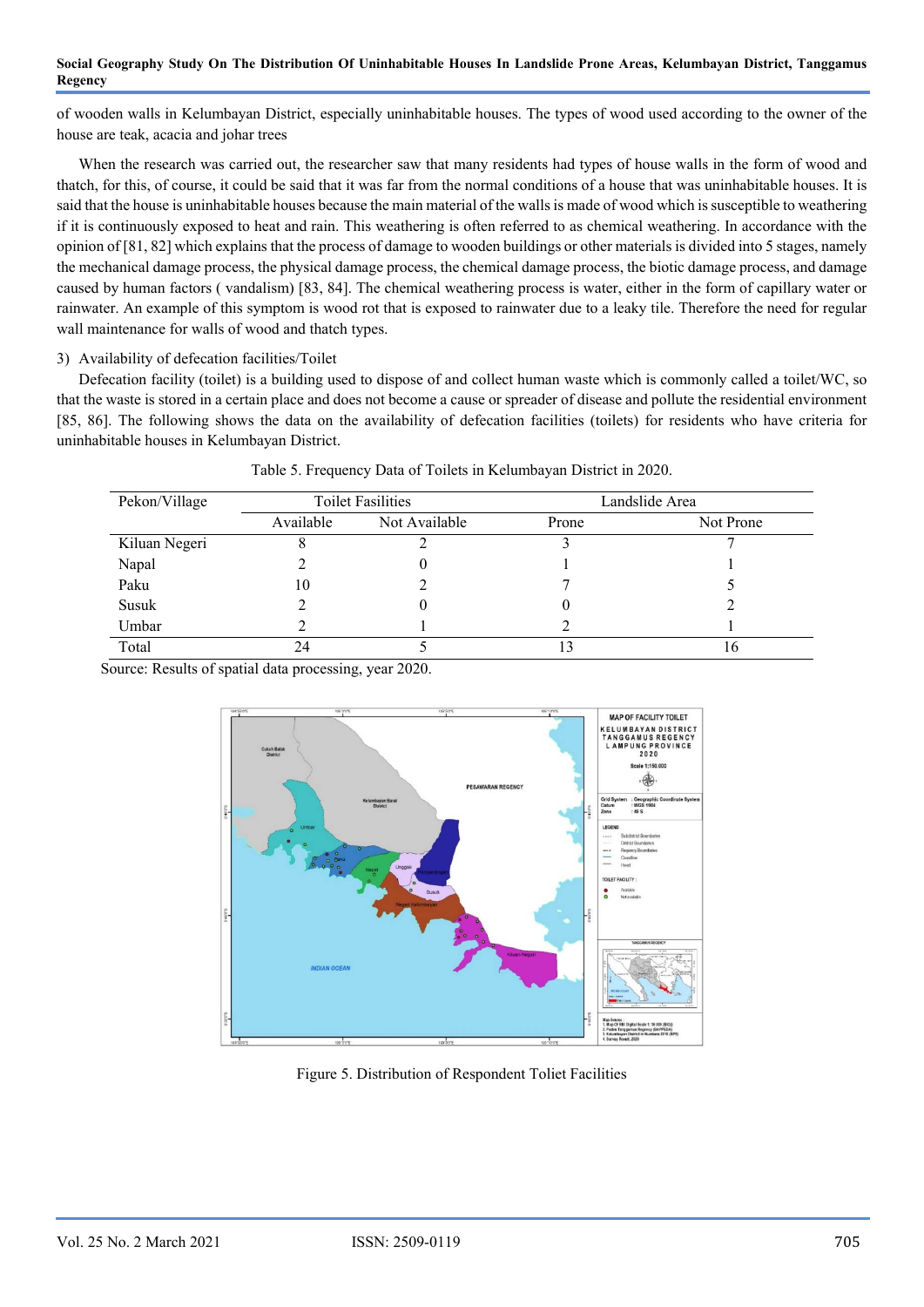of wooden walls in Kelumbayan District, especially uninhabitable houses. The types of wood used according to the owner of the house are teak, acacia and johar trees

When the research was carried out, the researcher saw that many residents had types of house walls in the form of wood and thatch, for this, of course, it could be said that it was far from the normal conditions of a house that was uninhabitable houses. It is said that the house is uninhabitable houses because the main material of the walls is made of wood which is susceptible to weathering if it is continuously exposed to heat and rain. This weathering is often referred to as chemical weathering. In accordance with the opinion of [81, 82] which explains that the process of damage to wooden buildings or other materials is divided into 5 stages, namely the mechanical damage process, the physical damage process, the chemical damage process, the biotic damage process, and damage caused by human factors ( vandalism) [83, 84]. The chemical weathering process is water, either in the form of capillary water or rainwater. An example of this symptom is wood rot that is exposed to rainwater due to a leaky tile. Therefore the need for regular wall maintenance for walls of wood and thatch types.

3) Availability of defecation facilities/Toilet

Defecation facility (toilet) is a building used to dispose of and collect human waste which is commonly called a toilet/WC, so that the waste is stored in a certain place and does not become a cause or spreader of disease and pollute the residential environment [85, 86]. The following shows the data on the availability of defecation facilities (toilets) for residents who have criteria for uninhabitable houses in Kelumbayan District.

Table 5. Frequency Data of Toilets in Kelumbayan District in 2020.

| Pekon/Village | Toilet Fasilities | | Landslide Area | |
|---|---|---|---|---|
| | Available | Not Available | Prone | Not Prone |
| Kiluan Negeri | 8 | 2 | 3 | 7 |
| Napal | 2 | 0 | 1 | 1 |
| Paku | 10 | 2 | 7 | 5 |
| Susuk | 2 | 0 | 0 | 2 |
| Umbar | 2 | 1 | 2 | 1 |
| Total | 24 | 5 | 13 | 16 |

Source: Results of spatial data processing, year 2020.

Figure 5. Distribution of Respondent Toliet Facilities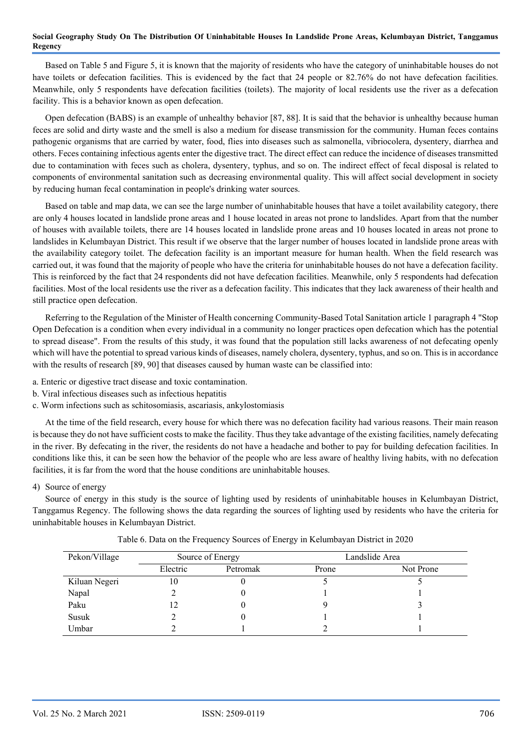Based on Table 5 and Figure 5, it is known that the majority of residents who have the category of uninhabitable houses do not have toilets or defecation facilities. This is evidenced by the fact that 24 people or 82.76% do not have defecation facilities. Meanwhile, only 5 respondents have defecation facilities (toilets). The majority of local residents use the river as a defecation facility. This is a behavior known as open defecation.

Open defecation (BABS) is an example of unhealthy behavior [87, 88]. It is said that the behavior is unhealthy because human feces are solid and dirty waste and the smell is also a medium for disease transmission for the community. Human feces contains pathogenic organisms that are carried by water, food, flies into diseases such as salmonella, vibriocolera, dysentery, diarrhea and others. Feces containing infectious agents enter the digestive tract. The direct effect can reduce the incidence of diseases transmitted due to contamination with feces such as cholera, dysentery, typhus, and so on. The indirect effect of fecal disposal is related to components of environmental sanitation such as decreasing environmental quality. This will affect social development in society by reducing human fecal contamination in people's drinking water sources.

Based on table and map data, we can see the large number of uninhabitable houses that have a toilet availability category, there are only 4 houses located in landslide prone areas and 1 house located in areas not prone to landslides. Apart from that the number of houses with available toilets, there are 14 houses located in landslide prone areas and 10 houses located in areas not prone to landslides in Kelumbayan District. This result if we observe that the larger number of houses located in landslide prone areas with the availability category toilet. The defecation facility is an important measure for human health. When the field research was carried out, it was found that the majority of people who have the criteria for uninhabitable houses do not have a defecation facility. This is reinforced by the fact that 24 respondents did not have defecation facilities. Meanwhile, only 5 respondents had defecation facilities. Most of the local residents use the river as a defecation facility. This indicates that they lack awareness of their health and still practice open defecation.

Referring to the Regulation of the Minister of Health concerning Community-Based Total Sanitation article 1 paragraph 4 "Stop Open Defecation is a condition when every individual in a community no longer practices open defecation which has the potential to spread disease". From the results of this study, it was found that the population still lacks awareness of not defecating openly which will have the potential to spread various kinds of diseases, namely cholera, dysentery, typhus, and so on. This is in accordance with the results of research [89, 90] that diseases caused by human waste can be classified into:

a. Enteric or digestive tract disease and toxic contamination.
b. Viral infectious diseases such as infectious hepatitis
c. Worm infections such as schitosomiasis, ascariasis, ankylostomiasis

At the time of the field research, every house for which there was no defecation facility had various reasons. Their main reason is because they do not have sufficient costs to make the facility. Thus they take advantage of the existing facilities, namely defecating in the river. By defecating in the river, the residents do not have a headache and bother to pay for building defecation facilities. In conditions like this, it can be seen how the behavior of the people who are less aware of healthy living habits, with no defecation facilities, it is far from the word that the house conditions are uninhabitable houses.

4) Source of energy

Source of energy in this study is the source of lighting used by residents of uninhabitable houses in Kelumbayan District, Tanggamus Regency. The following shows the data regarding the sources of lighting used by residents who have the criteria for uninhabitable houses in Kelumbayan District.

Table 6. Data on the Frequency Sources of Energy in Kelumbayan District in 2020

| Pekon/Village | Source of Energy | | Landslide Area | |
|---|---|---|---|---|
| | Electric | Petromak | Prone | Not Prone |
| Kiluan Negeri | 10 | 0 | 5 | 5 |
| Napal | 2 | 0 | 1 | 1 |
| Paku | 12 | 0 | 9 | 3 |
| Susuk | 2 | 0 | 1 | 1 |
| Umbar | 2 | 1 | 2 | 1 |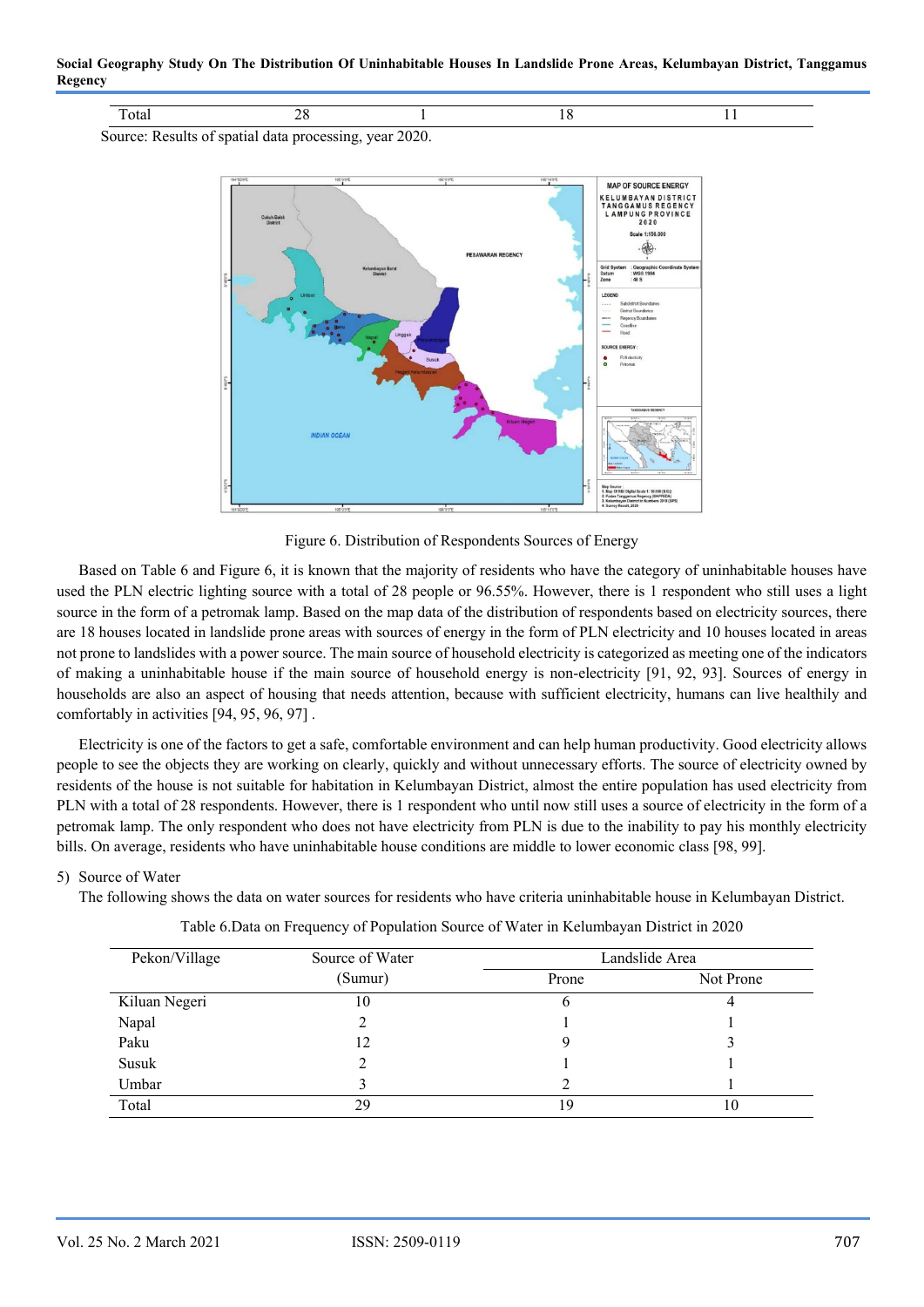| Total | 28 | 1 | 18 | 11 |
|---|---|---|---|---|

Source: Results of spatial data processing, year 2020.

Figure 6. Distribution of Respondents Sources of Energy

Based on Table 6 and Figure 6, it is known that the majority of residents who have the category of uninhabitable houses have used the PLN electric lighting source with a total of 28 people or 96.55%. However, there is 1 respondent who still uses a light source in the form of a petromak lamp. Based on the map data of the distribution of respondents based on electricity sources, there are 18 houses located in landslide prone areas with sources of energy in the form of PLN electricity and 10 houses located in areas not prone to landslides with a power source. The main source of household electricity is categorized as meeting one of the indicators of making a uninhabitable house if the main source of household energy is non-electricity [91, 92, 93]. Sources of energy in households are also an aspect of housing that needs attention, because with sufficient electricity, humans can live healthily and comfortably in activities [94, 95, 96, 97] .

Electricity is one of the factors to get a safe, comfortable environment and can help human productivity. Good electricity allows people to see the objects they are working on clearly, quickly and without unnecessary efforts. The source of electricity owned by residents of the house is not suitable for habitation in Kelumbayan District, almost the entire population has used electricity from PLN with a total of 28 respondents. However, there is 1 respondent who until now still uses a source of electricity in the form of a petromak lamp. The only respondent who does not have electricity from PLN is due to the inability to pay his monthly electricity bills. On average, residents who have uninhabitable house conditions are middle to lower economic class [98, 99].

5) Source of Water

The following shows the data on water sources for residents who have criteria uninhabitable house in Kelumbayan District.

Table 6.Data on Frequency of Population Source of Water in Kelumbayan District in 2020

| Pekon/Village | Source of Water (Sumur) | Landslide Area | |
|---|---|---|---|
| | | Prone | Not Prone |
| Kiluan Negeri | 10 | 6 | 4 |
| Napal | 2 | 1 | 1 |
| Paku | 12 | 9 | 3 |
| Susuk | 2 | 1 | 1 |
| Umbar | 3 | 2 | 1 |
| Total | 29 | 19 | 10 |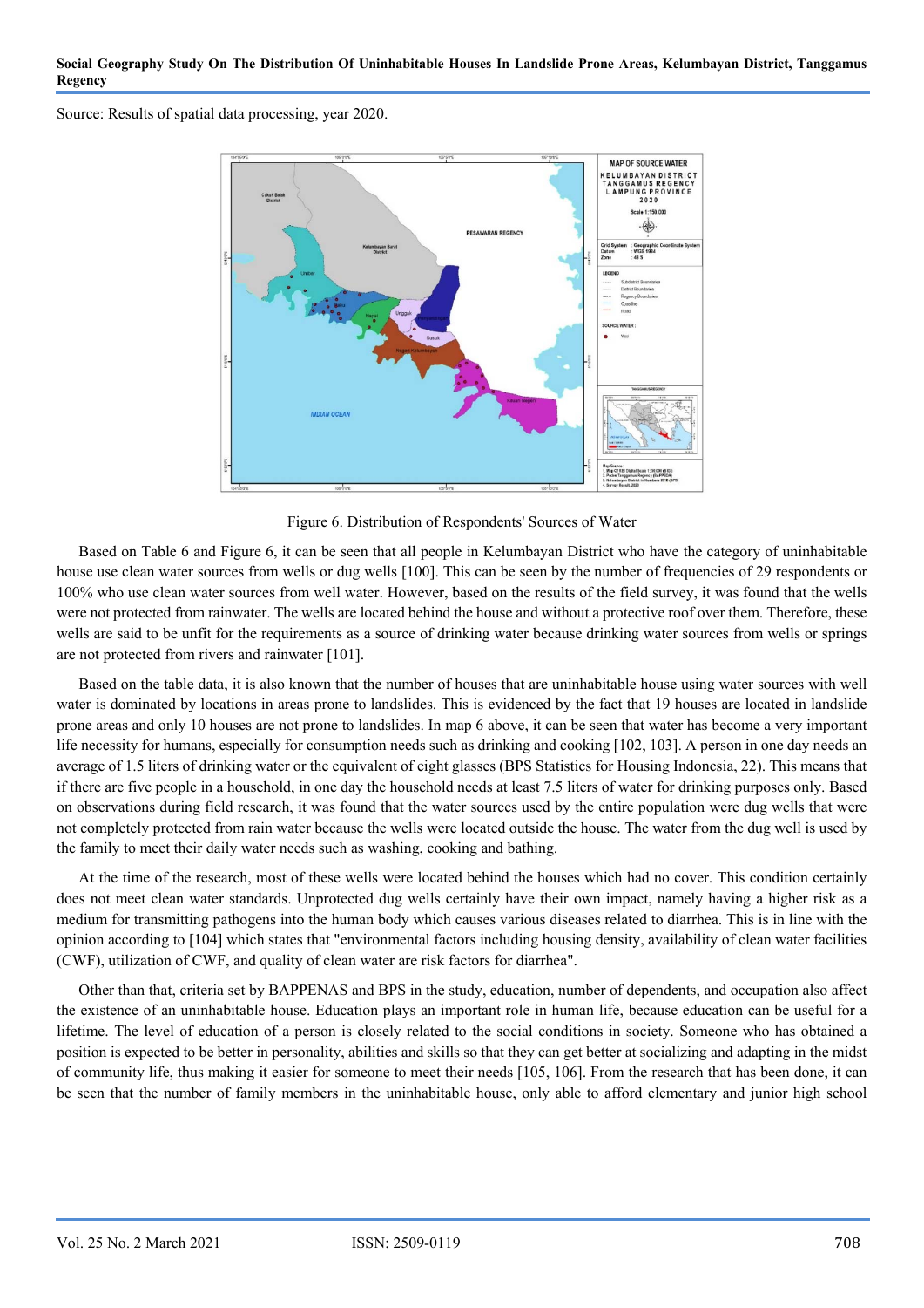Source: Results of spatial data processing, year 2020.

Figure 6. Distribution of Respondents' Sources of Water

Based on Table 6 and Figure 6, it can be seen that all people in Kelumbayan District who have the category of uninhabitable house use clean water sources from wells or dug wells [100]. This can be seen by the number of frequencies of 29 respondents or 100% who use clean water sources from well water. However, based on the results of the field survey, it was found that the wells were not protected from rainwater. The wells are located behind the house and without a protective roof over them. Therefore, these wells are said to be unfit for the requirements as a source of drinking water because drinking water sources from wells or springs are not protected from rivers and rainwater [101].

Based on the table data, it is also known that the number of houses that are uninhabitable house using water sources with well water is dominated by locations in areas prone to landslides. This is evidenced by the fact that 19 houses are located in landslide prone areas and only 10 houses are not prone to landslides. In map 6 above, it can be seen that water has become a very important life necessity for humans, especially for consumption needs such as drinking and cooking [102, 103]. A person in one day needs an average of 1.5 liters of drinking water or the equivalent of eight glasses (BPS Statistics for Housing Indonesia, 22). This means that if there are five people in a household, in one day the household needs at least 7.5 liters of water for drinking purposes only. Based on observations during field research, it was found that the water sources used by the entire population were dug wells that were not completely protected from rain water because the wells were located outside the house. The water from the dug well is used by the family to meet their daily water needs such as washing, cooking and bathing.

At the time of the research, most of these wells were located behind the houses which had no cover. This condition certainly does not meet clean water standards. Unprotected dug wells certainly have their own impact, namely having a higher risk as a medium for transmitting pathogens into the human body which causes various diseases related to diarrhea. This is in line with the opinion according to [104] which states that "environmental factors including housing density, availability of clean water facilities (CWF), utilization of CWF, and quality of clean water are risk factors for diarrhea".

Other than that, criteria set by BAPPENAS and BPS in the study, education, number of dependents, and occupation also affect the existence of an uninhabitable house. Education plays an important role in human life, because education can be useful for a lifetime. The level of education of a person is closely related to the social conditions in society. Someone who has obtained a position is expected to be better in personality, abilities and skills so that they can get better at socializing and adapting in the midst of community life, thus making it easier for someone to meet their needs [105, 106]. From the research that has been done, it can be seen that the number of family members in the uninhabitable house, only able to afford elementary and junior high school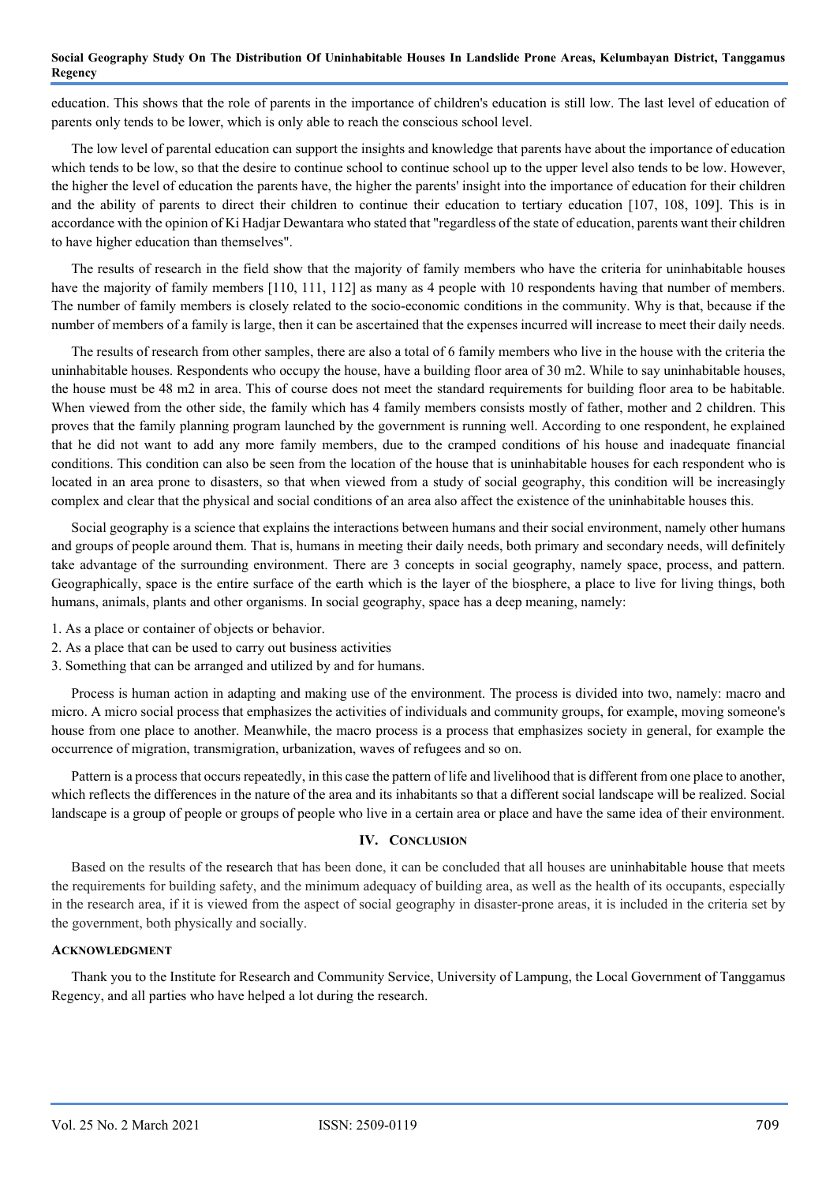education. This shows that the role of parents in the importance of children's education is still low. The last level of education of parents only tends to be lower, which is only able to reach the conscious school level.

The low level of parental education can support the insights and knowledge that parents have about the importance of education which tends to be low, so that the desire to continue school to continue school up to the upper level also tends to be low. However, the higher the level of education the parents have, the higher the parents' insight into the importance of education for their children and the ability of parents to direct their children to continue their education to tertiary education [107, 108, 109]. This is in accordance with the opinion of Ki Hadjar Dewantara who stated that "regardless of the state of education, parents want their children to have higher education than themselves".

The results of research in the field show that the majority of family members who have the criteria for uninhabitable houses have the majority of family members [110, 111, 112] as many as 4 people with 10 respondents having that number of members. The number of family members is closely related to the socio-economic conditions in the community. Why is that, because if the number of members of a family is large, then it can be ascertained that the expenses incurred will increase to meet their daily needs.

The results of research from other samples, there are also a total of 6 family members who live in the house with the criteria the uninhabitable houses. Respondents who occupy the house, have a building floor area of 30 m2. While to say uninhabitable houses, the house must be 48 m2 in area. This of course does not meet the standard requirements for building floor area to be habitable. When viewed from the other side, the family which has 4 family members consists mostly of father, mother and 2 children. This proves that the family planning program launched by the government is running well. According to one respondent, he explained that he did not want to add any more family members, due to the cramped conditions of his house and inadequate financial conditions. This condition can also be seen from the location of the house that is uninhabitable houses for each respondent who is located in an area prone to disasters, so that when viewed from a study of social geography, this condition will be increasingly complex and clear that the physical and social conditions of an area also affect the existence of the uninhabitable houses this.

Social geography is a science that explains the interactions between humans and their social environment, namely other humans and groups of people around them. That is, humans in meeting their daily needs, both primary and secondary needs, will definitely take advantage of the surrounding environment. There are 3 concepts in social geography, namely space, process, and pattern. Geographically, space is the entire surface of the earth which is the layer of the biosphere, a place to live for living things, both humans, animals, plants and other organisms. In social geography, space has a deep meaning, namely:

1. As a place or container of objects or behavior.
2. As a place that can be used to carry out business activities
3. Something that can be arranged and utilized by and for humans.

Process is human action in adapting and making use of the environment. The process is divided into two, namely: macro and micro. A micro social process that emphasizes the activities of individuals and community groups, for example, moving someone's house from one place to another. Meanwhile, the macro process is a process that emphasizes society in general, for example the occurrence of migration, transmigration, urbanization, waves of refugees and so on.

Pattern is a process that occurs repeatedly, in this case the pattern of life and livelihood that is different from one place to another, which reflects the differences in the nature of the area and its inhabitants so that a different social landscape will be realized. Social landscape is a group of people or groups of people who live in a certain area or place and have the same idea of their environment.

## IV. Conclusion

Based on the results of the research that has been done, it can be concluded that all houses are uninhabitable house that meets the requirements for building safety, and the minimum adequacy of building area, as well as the health of its occupants, especially in the research area, if it is viewed from the aspect of social geography in disaster-prone areas, it is included in the criteria set by the government, both physically and socially.

### Acknowledgment

Thank you to the Institute for Research and Community Service, University of Lampung, the Local Government of Tanggamus Regency, and all parties who have helped a lot during the research.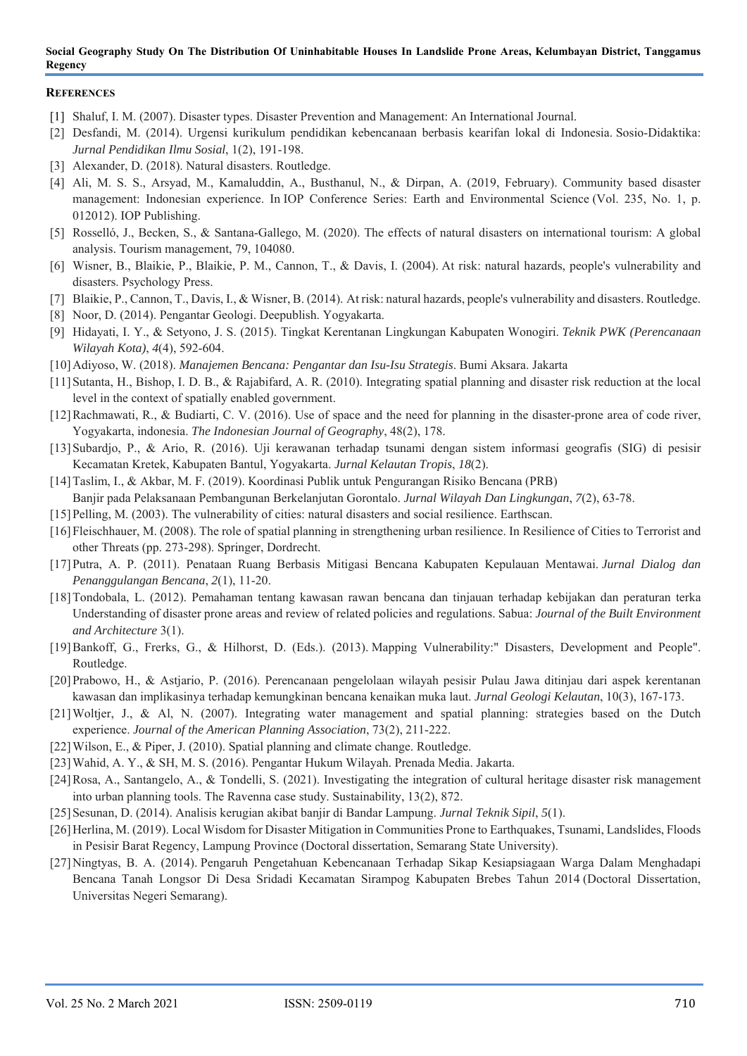## REFERENCES

[1] Shaluf, I. M. (2007). Disaster types. Disaster Prevention and Management: An International Journal.

[2] Desfandi, M. (2014). Urgensi kurikulum pendidikan kebencanaan berbasis kearifan lokal di Indonesia. Sosio-Didaktika: *Jurnal Pendidikan Ilmu Sosial*, 1(2), 191-198.

[3] Alexander, D. (2018). Natural disasters. Routledge.

[4] Ali, M. S. S., Arsyad, M., Kamaluddin, A., Busthanul, N., & Dirpan, A. (2019, February). Community based disaster management: Indonesian experience. In IOP Conference Series: Earth and Environmental Science (Vol. 235, No. 1, p. 012012). IOP Publishing.

[5] Rosselló, J., Becken, S., & Santana-Gallego, M. (2020). The effects of natural disasters on international tourism: A global analysis. Tourism management, 79, 104080.

[6] Wisner, B., Blaikie, P., Blaikie, P. M., Cannon, T., & Davis, I. (2004). At risk: natural hazards, people's vulnerability and disasters. Psychology Press.

[7] Blaikie, P., Cannon, T., Davis, I., & Wisner, B. (2014). At risk: natural hazards, people's vulnerability and disasters. Routledge.

[8] Noor, D. (2014). Pengantar Geologi. Deepublish. Yogyakarta.

[9] Hidayati, I. Y., & Setyono, J. S. (2015). Tingkat Kerentanan Lingkungan Kabupaten Wonogiri. *Teknik PWK (Perencanaan Wilayah Kota)*, *4*(4), 592-604.

[10] Adiyoso, W. (2018). *Manajemen Bencana: Pengantar dan Isu-Isu Strategis*. Bumi Aksara. Jakarta

[11] Sutanta, H., Bishop, I. D. B., & Rajabifard, A. R. (2010). Integrating spatial planning and disaster risk reduction at the local level in the context of spatially enabled government.

[12] Rachmawati, R., & Budiarti, C. V. (2016). Use of space and the need for planning in the disaster-prone area of code river, Yogyakarta, indonesia. *The Indonesian Journal of Geography*, 48(2), 178.

[13] Subardjo, P., & Ario, R. (2016). Uji kerawanan terhadap tsunami dengan sistem informasi geografis (SIG) di pesisir Kecamatan Kretek, Kabupaten Bantul, Yogyakarta. *Jurnal Kelautan Tropis*, *18*(2).

[14] Taslim, I., & Akbar, M. F. (2019). Koordinasi Publik untuk Pengurangan Risiko Bencana (PRB) Banjir pada Pelaksanaan Pembangunan Berkelanjutan Gorontalo. *Jurnal Wilayah Dan Lingkungan*, *7*(2), 63-78.

[15] Pelling, M. (2003). The vulnerability of cities: natural disasters and social resilience. Earthscan.

[16] Fleischhauer, M. (2008). The role of spatial planning in strengthening urban resilience. In Resilience of Cities to Terrorist and other Threats (pp. 273-298). Springer, Dordrecht.

[17] Putra, A. P. (2011). Penataan Ruang Berbasis Mitigasi Bencana Kabupaten Kepulauan Mentawai. *Jurnal Dialog dan Penanggulangan Bencana*, *2*(1), 11-20.

[18] Tondobala, L. (2012). Pemahaman tentang kawasan rawan bencana dan tinjauan terhadap kebijakan dan peraturan terka Understanding of disaster prone areas and review of related policies and regulations. Sabua: *Journal of the Built Environment and Architecture* 3(1).

[19] Bankoff, G., Frerks, G., & Hilhorst, D. (Eds.). (2013). Mapping Vulnerability:" Disasters, Development and People". Routledge.

[20] Prabowo, H., & Astjario, P. (2016). Perencanaan pengelolaan wilayah pesisir Pulau Jawa ditinjau dari aspek kerentanan kawasan dan implikasinya terhadap kemungkinan bencana kenaikan muka laut. *Jurnal Geologi Kelautan*, 10(3), 167-173.

[21] Woltjer, J., & Al, N. (2007). Integrating water management and spatial planning: strategies based on the Dutch experience. *Journal of the American Planning Association*, 73(2), 211-222.

[22] Wilson, E., & Piper, J. (2010). Spatial planning and climate change. Routledge.

[23] Wahid, A. Y., & SH, M. S. (2016). Pengantar Hukum Wilayah. Prenada Media. Jakarta.

[24] Rosa, A., Santangelo, A., & Tondelli, S. (2021). Investigating the integration of cultural heritage disaster risk management into urban planning tools. The Ravenna case study. Sustainability, 13(2), 872.

[25] Sesunan, D. (2014). Analisis kerugian akibat banjir di Bandar Lampung. *Jurnal Teknik Sipil*, *5*(1).

[26] Herlina, M. (2019). Local Wisdom for Disaster Mitigation in Communities Prone to Earthquakes, Tsunami, Landslides, Floods in Pesisir Barat Regency, Lampung Province (Doctoral dissertation, Semarang State University).

[27] Ningtyas, B. A. (2014). Pengaruh Pengetahuan Kebencanaan Terhadap Sikap Kesiapsiagaan Warga Dalam Menghadapi Bencana Tanah Longsor Di Desa Sridadi Kecamatan Sirampog Kabupaten Brebes Tahun 2014 (Doctoral Dissertation, Universitas Negeri Semarang).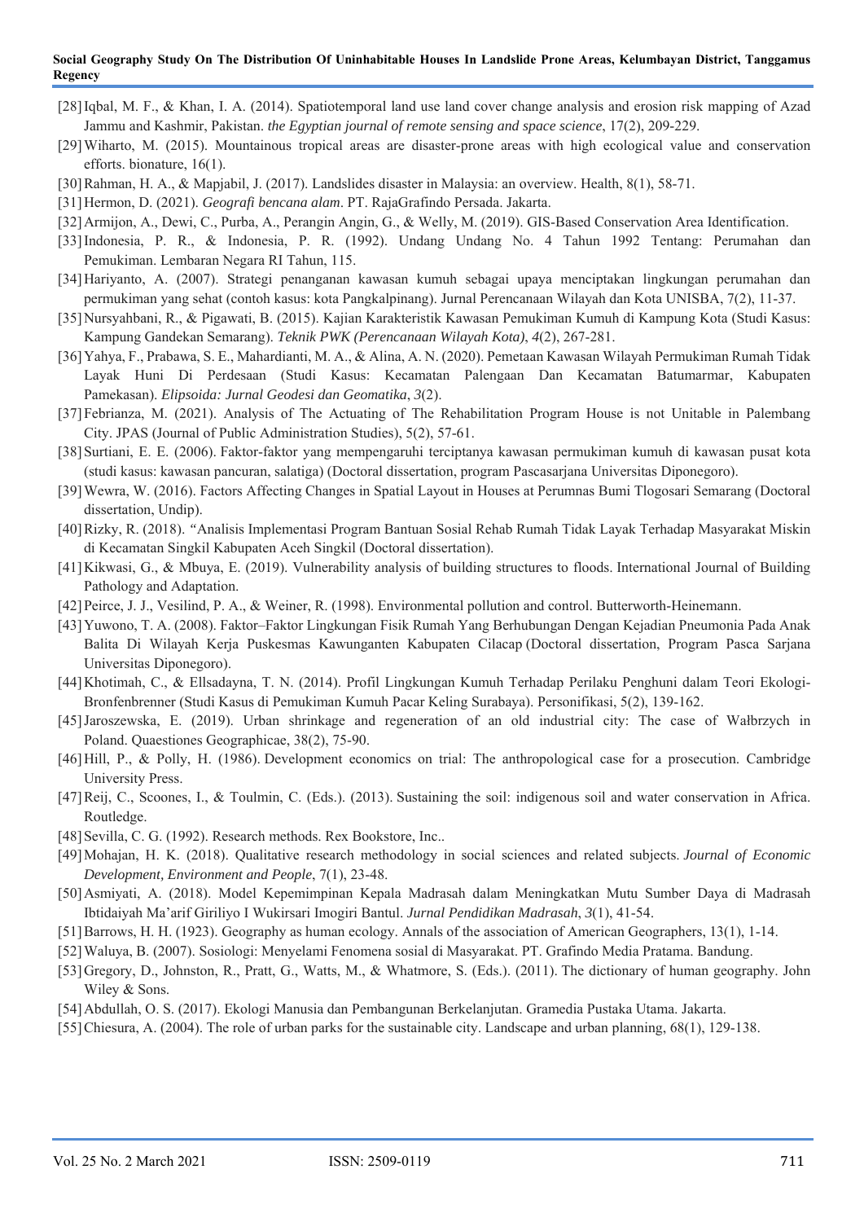[28] Iqbal, M. F., & Khan, I. A. (2014). Spatiotemporal land use land cover change analysis and erosion risk mapping of Azad Jammu and Kashmir, Pakistan. *the Egyptian journal of remote sensing and space science*, 17(2), 209-229.

[29] Wiharto, M. (2015). Mountainous tropical areas are disaster-prone areas with high ecological value and conservation efforts. bionature, 16(1).

[30] Rahman, H. A., & Mapjabil, J. (2017). Landslides disaster in Malaysia: an overview. Health, 8(1), 58-71.

[31] Hermon, D. (2021). *Geografi bencana alam*. PT. RajaGrafindo Persada. Jakarta.

[32] Armijon, A., Dewi, C., Purba, A., Perangin Angin, G., & Welly, M. (2019). GIS-Based Conservation Area Identification.

[33] Indonesia, P. R., & Indonesia, P. R. (1992). Undang Undang No. 4 Tahun 1992 Tentang: Perumahan dan Pemukiman. Lembaran Negara RI Tahun, 115.

[34] Hariyanto, A. (2007). Strategi penanganan kawasan kumuh sebagai upaya menciptakan lingkungan perumahan dan permukiman yang sehat (contoh kasus: kota Pangkalpinang). Jurnal Perencanaan Wilayah dan Kota UNISBA, 7(2), 11-37.

[35] Nursyahbani, R., & Pigawati, B. (2015). Kajian Karakteristik Kawasan Pemukiman Kumuh di Kampung Kota (Studi Kasus: Kampung Gandekan Semarang). *Teknik PWK (Perencanaan Wilayah Kota)*, *4*(2), 267-281.

[36] Yahya, F., Prabawa, S. E., Mahardianti, M. A., & Alina, A. N. (2020). Pemetaan Kawasan Wilayah Permukiman Rumah Tidak Layak Huni Di Perdesaan (Studi Kasus: Kecamatan Palengaan Dan Kecamatan Batumarmar, Kabupaten Pamekasan). *Elipsoida: Jurnal Geodesi dan Geomatika*, *3*(2).

[37] Febrianza, M. (2021). Analysis of The Actuating of The Rehabilitation Program House is not Unitable in Palembang City. JPAS (Journal of Public Administration Studies), 5(2), 57-61.

[38] Surtiani, E. E. (2006). Faktor-faktor yang mempengaruhi terciptanya kawasan permukiman kumuh di kawasan pusat kota (studi kasus: kawasan pancuran, salatiga) (Doctoral dissertation, program Pascasarjana Universitas Diponegoro).

[39] Wewra, W. (2016). Factors Affecting Changes in Spatial Layout in Houses at Perumnas Bumi Tlogosari Semarang (Doctoral dissertation, Undip).

[40] Rizky, R. (2018). "Analisis Implementasi Program Bantuan Sosial Rehab Rumah Tidak Layak Terhadap Masyarakat Miskin di Kecamatan Singkil Kabupaten Aceh Singkil (Doctoral dissertation).

[41] Kikwasi, G., & Mbuya, E. (2019). Vulnerability analysis of building structures to floods. International Journal of Building Pathology and Adaptation.

[42] Peirce, J. J., Vesilind, P. A., & Weiner, R. (1998). Environmental pollution and control. Butterworth-Heinemann.

[43] Yuwono, T. A. (2008). Faktor–Faktor Lingkungan Fisik Rumah Yang Berhubungan Dengan Kejadian Pneumonia Pada Anak Balita Di Wilayah Kerja Puskesmas Kawunganten Kabupaten Cilacap (Doctoral dissertation, Program Pasca Sarjana Universitas Diponegoro).

[44] Khotimah, C., & Ellsadayna, T. N. (2014). Profil Lingkungan Kumuh Terhadap Perilaku Penghuni dalam Teori Ekologi-Bronfenbrenner (Studi Kasus di Pemukiman Kumuh Pacar Keling Surabaya). Personifikasi, 5(2), 139-162.

[45] Jaroszewska, E. (2019). Urban shrinkage and regeneration of an old industrial city: The case of Wałbrzych in Poland. Quaestiones Geographicae, 38(2), 75-90.

[46] Hill, P., & Polly, H. (1986). Development economics on trial: The anthropological case for a prosecution. Cambridge University Press.

[47] Reij, C., Scoones, I., & Toulmin, C. (Eds.). (2013). Sustaining the soil: indigenous soil and water conservation in Africa. Routledge.

[48] Sevilla, C. G. (1992). Research methods. Rex Bookstore, Inc..

[49] Mohajan, H. K. (2018). Qualitative research methodology in social sciences and related subjects. *Journal of Economic Development, Environment and People*, 7(1), 23-48.

[50] Asmiyati, A. (2018). Model Kepemimpinan Kepala Madrasah dalam Meningkatkan Mutu Sumber Daya di Madrasah Ibtidaiyah Ma'arif Giriliyo I Wukirsari Imogiri Bantul. *Jurnal Pendidikan Madrasah*, *3*(1), 41-54.

[51] Barrows, H. H. (1923). Geography as human ecology. Annals of the association of American Geographers, 13(1), 1-14.

[52] Waluya, B. (2007). Sosiologi: Menyelami Fenomena sosial di Masyarakat. PT. Grafindo Media Pratama. Bandung.

[53] Gregory, D., Johnston, R., Pratt, G., Watts, M., & Whatmore, S. (Eds.). (2011). The dictionary of human geography. John Wiley & Sons.

[54] Abdullah, O. S. (2017). Ekologi Manusia dan Pembangunan Berkelanjutan. Gramedia Pustaka Utama. Jakarta.

[55] Chiesura, A. (2004). The role of urban parks for the sustainable city. Landscape and urban planning, 68(1), 129-138.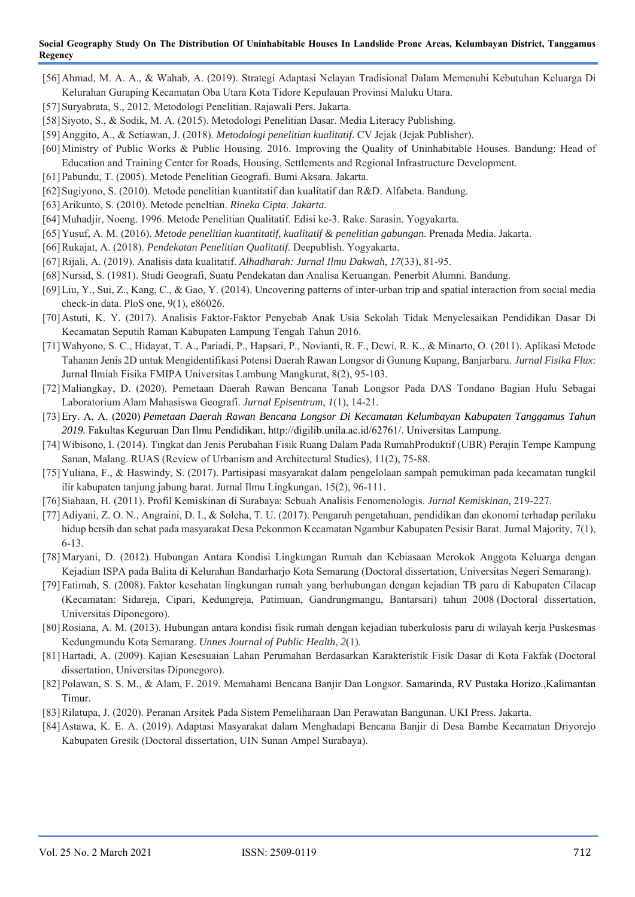[56] Ahmad, M. A. A., & Wahab, A. (2019). Strategi Adaptasi Nelayan Tradisional Dalam Memenuhi Kebutuhan Keluarga Di Kelurahan Guraping Kecamatan Oba Utara Kota Tidore Kepulauan Provinsi Maluku Utara.

[57] Suryabrata, S., 2012. Metodologi Penelitian. Rajawali Pers. Jakarta.

[58] Siyoto, S., & Sodik, M. A. (2015). Metodologi Penelitian Dasar. Media Literacy Publishing.

[59] Anggito, A., & Setiawan, J. (2018). *Metodologi penelitian kualitatif*. CV Jejak (Jejak Publisher).

[60] Ministry of Public Works & Public Housing. 2016. Improving the Quality of Uninhabitable Houses. Bandung: Head of Education and Training Center for Roads, Housing, Settlements and Regional Infrastructure Development.

[61] Pabundu, T. (2005). Metode Penelitian Geografi. Bumi Aksara. Jakarta.

[62] Sugiyono, S. (2010). Metode penelitian kuantitatif dan kualitatif dan R&D. Alfabeta. Bandung.

[63] Arikunto, S. (2010). Metode peneltian. *Rineka Cipta*. *Jakarta*.

[64] Muhadjir, Noeng. 1996. Metode Penelitian Qualitatif. Edisi ke-3. Rake. Sarasin. Yogyakarta.

[65] Yusuf, A. M. (2016). *Metode penelitian kuantitatif, kualitatif & penelitian gabungan*. Prenada Media. Jakarta.

[66] Rukajat, A. (2018). *Pendekatan Penelitian Qualitatif*. Deepublish. Yogyakarta.

[67] Rijali, A. (2019). Analisis data kualitatif. *Alhadharah: Jurnal Ilmu Dakwah*, *17*(33), 81-95.

[68] Nursid, S. (1981). Studi Geografi, Suatu Pendekatan dan Analisa Keruangan. Penerbit Alumni. Bandung.

[69] Liu, Y., Sui, Z., Kang, C., & Gao, Y. (2014). Uncovering patterns of inter-urban trip and spatial interaction from social media check-in data. PloS one, 9(1), e86026.

[70] Astuti, K. Y. (2017). Analisis Faktor-Faktor Penyebab Anak Usia Sekolah Tidak Menyelesaikan Pendidikan Dasar Di Kecamatan Seputih Raman Kabupaten Lampung Tengah Tahun 2016.

[71] Wahyono, S. C., Hidayat, T. A., Pariadi, P., Hapsari, P., Novianti, R. F., Dewi, R. K., & Minarto, O. (2011). Aplikasi Metode Tahanan Jenis 2D untuk Mengidentifikasi Potensi Daerah Rawan Longsor di Gunung Kupang, Banjarbaru. *Jurnal Fisika Flux*: Jurnal Ilmiah Fisika FMIPA Universitas Lambung Mangkurat, 8(2), 95-103.

[72] Maliangkay, D. (2020). Pemetaan Daerah Rawan Bencana Tanah Longsor Pada DAS Tondano Bagian Hulu Sebagai Laboratorium Alam Mahasiswa Geografi. *Jurnal Episentrum*, *1*(1), 14-21.

[73] Ery. A. A. (2020) *Pemetaan Daerah Rawan Bencana Longsor Di Kecamatan Kelumbayan Kabupaten Tanggamus Tahun 2019.* Fakultas Keguruan Dan Ilmu Pendidikan, http://digilib.unila.ac.id/62761/. Universitas Lampung.

[74] Wibisono, I. (2014). Tingkat dan Jenis Perubahan Fisik Ruang Dalam Pada RumahProduktif (UBR) Perajin Tempe Kampung Sanan, Malang. RUAS (Review of Urbanism and Architectural Studies), 11(2), 75-88.

[75] Yuliana, F., & Haswindy, S. (2017). Partisipasi masyarakat dalam pengelolaan sampah pemukiman pada kecamatan tungkil ilir kabupaten tanjung jabung barat. Jurnal Ilmu Lingkungan, 15(2), 96-111.

[76] Siahaan, H. (2011). Profil Kemiskinan di Surabaya: Sebuah Analisis Fenomenologis. *Jurnal Kemiskinan,* 219-227.

[77] Adiyani, Z. O. N., Angraini, D. I., & Soleha, T. U. (2017). Pengaruh pengetahuan, pendidikan dan ekonomi terhadap perilaku hidup bersih dan sehat pada masyarakat Desa Pekonmon Kecamatan Ngambur Kabupaten Pesisir Barat. Jurnal Majority, 7(1), 6-13.

[78] Maryani, D. (2012). Hubungan Antara Kondisi Lingkungan Rumah dan Kebiasaan Merokok Anggota Keluarga dengan Kejadian ISPA pada Balita di Kelurahan Bandarharjo Kota Semarang (Doctoral dissertation, Universitas Negeri Semarang).

[79] Fatimah, S. (2008). Faktor kesehatan lingkungan rumah yang berhubungan dengan kejadian TB paru di Kabupaten Cilacap (Kecamatan: Sidareja, Cipari, Kedungreja, Patimuan, Gandrungmangu, Bantarsari) tahun 2008 (Doctoral dissertation, Universitas Diponegoro).

[80] Rosiana, A. M. (2013). Hubungan antara kondisi fisik rumah dengan kejadian tuberkulosis paru di wilayah kerja Puskesmas Kedungmundu Kota Semarang. *Unnes Journal of Public Health*, *2*(1).

[81] Hartadi, A. (2009). Kajian Kesesuaian Lahan Perumahan Berdasarkan Karakteristik Fisik Dasar di Kota Fakfak (Doctoral dissertation, Universitas Diponegoro).

[82] Polawan, S. S. M., & Alam, F. 2019. Memahami Bencana Banjir Dan Longsor. Samarinda, RV Pustaka Horizo.,Kalimantan Timur.

[83] Rilatupa, J. (2020). Peranan Arsitek Pada Sistem Pemeliharaan Dan Perawatan Bangunan. UKI Press. Jakarta.

[84] Astawa, K. E. A. (2019). Adaptasi Masyarakat dalam Menghadapi Bencana Banjir di Desa Bambe Kecamatan Driyorejo Kabupaten Gresik (Doctoral dissertation, UIN Sunan Ampel Surabaya).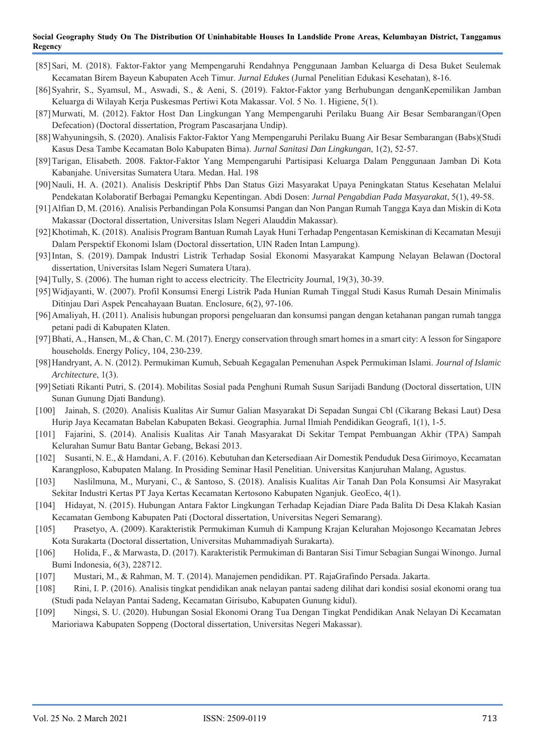[85] Sari, M. (2018). Faktor-Faktor yang Mempengaruhi Rendahnya Penggunaan Jamban Keluarga di Desa Buket Seulemak Kecamatan Birem Bayeun Kabupaten Aceh Timur. *Jurnal Edukes* (Jurnal Penelitian Edukasi Kesehatan), 8-16.

[86] Syahrir, S., Syamsul, M., Aswadi, S., & Aeni, S. (2019). Faktor-Faktor yang Berhubungan denganKepemilikan Jamban Keluarga di Wilayah Kerja Puskesmas Pertiwi Kota Makassar. Vol. 5 No. 1. Higiene, 5(1).

[87] Murwati, M. (2012). Faktor Host Dan Lingkungan Yang Mempengaruhi Perilaku Buang Air Besar Sembarangan/(Open Defecation) (Doctoral dissertation, Program Pascasarjana Undip).

[88] Wahyuningsih, S. (2020). Analisis Faktor-Faktor Yang Mempengaruhi Perilaku Buang Air Besar Sembarangan (Babs)(Studi Kasus Desa Tambe Kecamatan Bolo Kabupaten Bima). *Jurnal Sanitasi Dan Lingkungan*, 1(2), 52-57.

[89] Tarigan, Elisabeth. 2008. Faktor-Faktor Yang Mempengaruhi Partisipasi Keluarga Dalam Penggunaan Jamban Di Kota Kabanjahe. Universitas Sumatera Utara. Medan. Hal. 198

[90] Nauli, H. A. (2021). Analisis Deskriptif Phbs Dan Status Gizi Masyarakat Upaya Peningkatan Status Kesehatan Melalui Pendekatan Kolaboratif Berbagai Pemangku Kepentingan. Abdi Dosen: *Jurnal Pengabdian Pada Masyarakat*, 5(1), 49-58.

[91] Alfian D, M. (2016). Analisis Perbandingan Pola Konsumsi Pangan dan Non Pangan Rumah Tangga Kaya dan Miskin di Kota Makassar (Doctoral dissertation, Universitas Islam Negeri Alauddin Makassar).

[92] Khotimah, K. (2018). Analisis Program Bantuan Rumah Layak Huni Terhadap Pengentasan Kemiskinan di Kecamatan Mesuji Dalam Perspektif Ekonomi Islam (Doctoral dissertation, UIN Raden Intan Lampung).

[93] Intan, S. (2019). Dampak Industri Listrik Terhadap Sosial Ekonomi Masyarakat Kampung Nelayan Belawan (Doctoral dissertation, Universitas Islam Negeri Sumatera Utara).

[94] Tully, S. (2006). The human right to access electricity. The Electricity Journal, 19(3), 30-39.

[95] Widjayanti, W. (2007). Profil Konsumsi Energi Listrik Pada Hunian Rumah Tinggal Studi Kasus Rumah Desain Minimalis Ditinjau Dari Aspek Pencahayaan Buatan. Enclosure, 6(2), 97-106.

[96] Amaliyah, H. (2011). Analisis hubungan proporsi pengeluaran dan konsumsi pangan dengan ketahanan pangan rumah tangga petani padi di Kabupaten Klaten.

[97] Bhati, A., Hansen, M., & Chan, C. M. (2017). Energy conservation through smart homes in a smart city: A lesson for Singapore households. Energy Policy, 104, 230-239.

[98] Handryant, A. N. (2012). Permukiman Kumuh, Sebuah Kegagalan Pemenuhan Aspek Permukiman Islami. *Journal of Islamic Architecture*, 1(3).

[99] Setiati Rikanti Putri, S. (2014). Mobilitas Sosial pada Penghuni Rumah Susun Sarijadi Bandung (Doctoral dissertation, UIN Sunan Gunung Djati Bandung).

[100] Jainah, S. (2020). Analisis Kualitas Air Sumur Galian Masyarakat Di Sepadan Sungai Cbl (Cikarang Bekasi Laut) Desa Hurip Jaya Kecamatan Babelan Kabupaten Bekasi. Geographia. Jurnal Ilmiah Pendidikan Geografi, 1(1), 1-5.

[101] Fajarini, S. (2014). Analisis Kualitas Air Tanah Masyarakat Di Sekitar Tempat Pembuangan Akhir (TPA) Sampah Kelurahan Sumur Batu Bantar Gebang, Bekasi 2013.

[102] Susanti, N. E., & Hamdani, A. F. (2016). Kebutuhan dan Ketersediaan Air Domestik Penduduk Desa Girimoyo, Kecamatan Karangploso, Kabupaten Malang. In Prosiding Seminar Hasil Penelitian. Universitas Kanjuruhan Malang, Agustus.

[103] Naslilmuna, M., Muryani, C., & Santoso, S. (2018). Analisis Kualitas Air Tanah Dan Pola Konsumsi Air Masyrakat Sekitar Industri Kertas PT Jaya Kertas Kecamatan Kertosono Kabupaten Nganjuk. GeoEco, 4(1).

[104] Hidayat, N. (2015). Hubungan Antara Faktor Lingkungan Terhadap Kejadian Diare Pada Balita Di Desa Klakah Kasian Kecamatan Gembong Kabupaten Pati (Doctoral dissertation, Universitas Negeri Semarang).

[105] Prasetyo, A. (2009). Karakteristik Permukiman Kumuh di Kampung Krajan Kelurahan Mojosongo Kecamatan Jebres Kota Surakarta (Doctoral dissertation, Universitas Muhammadiyah Surakarta).

[106] Holida, F., & Marwasta, D. (2017). Karakteristik Permukiman di Bantaran Sisi Timur Sebagian Sungai Winongo. Jurnal Bumi Indonesia, 6(3), 228712.

[107] Mustari, M., & Rahman, M. T. (2014). Manajemen pendidikan. PT. RajaGrafindo Persada. Jakarta.

[108] Rini, I. P. (2016). Analisis tingkat pendidikan anak nelayan pantai sadeng dilihat dari kondisi sosial ekonomi orang tua (Studi pada Nelayan Pantai Sadeng, Kecamatan Girisubo, Kabupaten Gunung kidul).

[109] Ningsi, S. U. (2020). Hubungan Sosial Ekonomi Orang Tua Dengan Tingkat Pendidikan Anak Nelayan Di Kecamatan Marioriawa Kabupaten Soppeng (Doctoral dissertation, Universitas Negeri Makassar).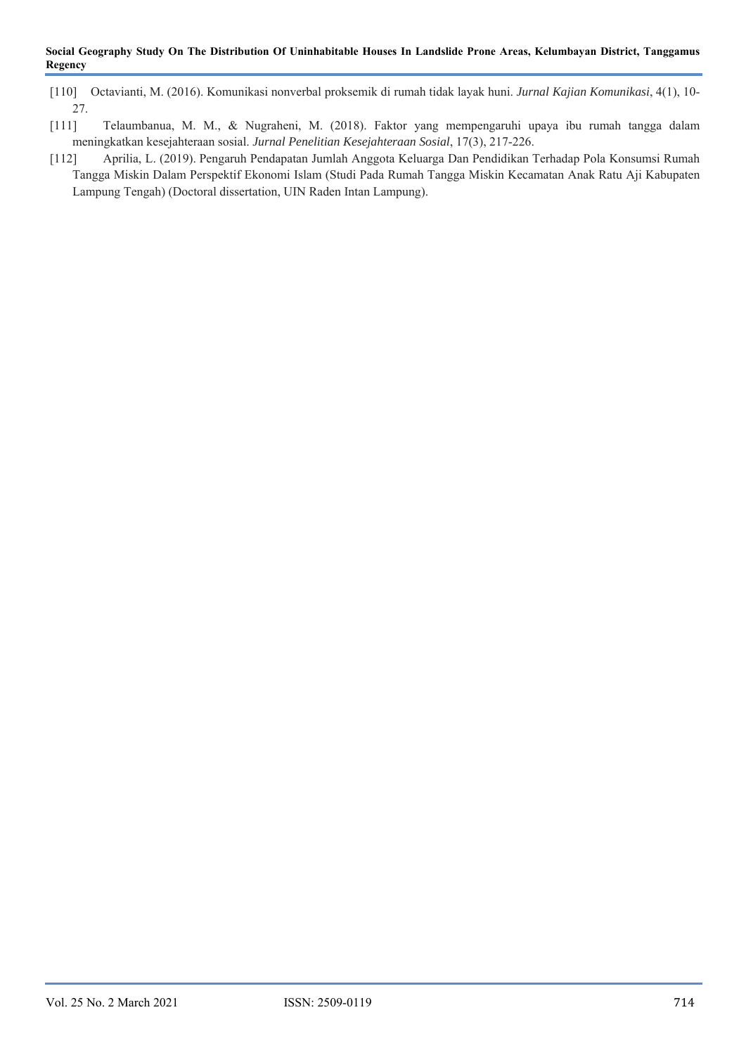[110] Octavianti, M. (2016). Komunikasi nonverbal proksemik di rumah tidak layak huni. *Jurnal Kajian Komunikasi*, 4(1), 10-27.

[111] Telaumbanua, M. M., & Nugraheni, M. (2018). Faktor yang mempengaruhi upaya ibu rumah tangga dalam meningkatkan kesejahteraan sosial. *Jurnal Penelitian Kesejahteraan Sosial*, 17(3), 217-226.

[112] Aprilia, L. (2019). Pengaruh Pendapatan Jumlah Anggota Keluarga Dan Pendidikan Terhadap Pola Konsumsi Rumah Tangga Miskin Dalam Perspektif Ekonomi Islam (Studi Pada Rumah Tangga Miskin Kecamatan Anak Ratu Aji Kabupaten Lampung Tengah) (Doctoral dissertation, UIN Raden Intan Lampung).